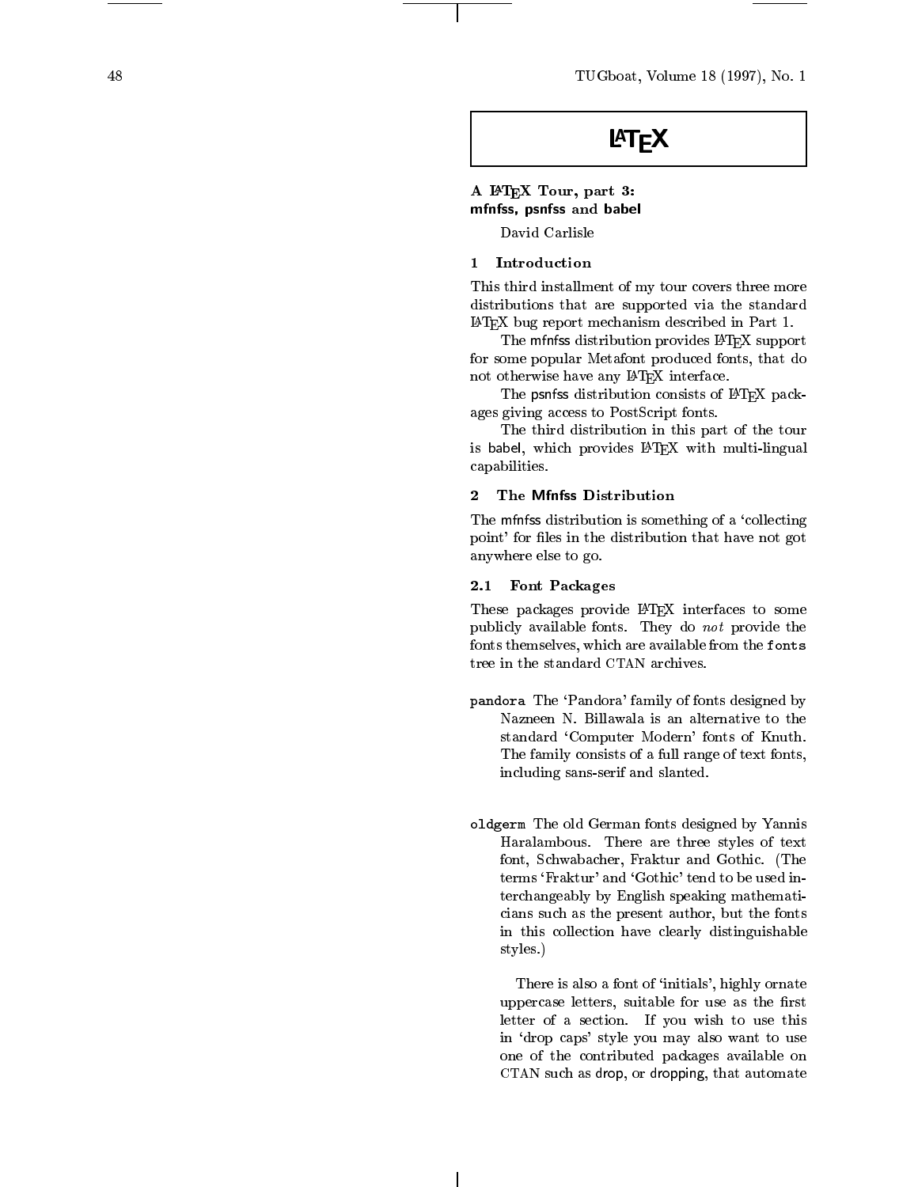# LaTeX

## A LaTeX Tour, part 3: mfnfss, psnfss and babel

David Carlisle

### 1 Introduction

This third installment of my tour covers three more distributions that are supported via the standard LaTeX bug report mechanism described in Part 1.

The mfnfss distribution provides LaTeX support for some popular Metafont produced fonts, that do not otherwise have any LaTeX interface.

The psnfss distribution consists of LaTeX packages giving access to PostScript fonts.

The third distribution in this part of the tour is babel, which provides LaTeX with multi-lingual capabilities.

### 2 The Mfnfss Distribution

The mfnfss distribution is something of a 'collecting point' for files in the distribution that have not got anywhere else to go.

#### 2.1 Font Packages

These packages provide LaTeX interfaces to some publicly available fonts. They do *not* provide the fonts themselves, which are available from the `fonts` tree in the standard CTAN archives.

`pandora` The 'Pandora' family of fonts designed by Nazneen N. Billawala is an alternative to the standard 'Computer Modern' fonts of Knuth. The family consists of a full range of text fonts, including sans-serif and slanted.

`oldgerm` The old German fonts designed by Yannis Haralambous. There are three styles of text font, Schwabacher, Fraktur and Gothic. (The terms 'Fraktur' and 'Gothic' tend to be used interchangeably by English speaking mathematicians such as the present author, but the fonts in this collection have clearly distinguishable styles.)

There is also a font of 'initials', highly ornate uppercase letters, suitable for use as the first letter of a section. If you wish to use this in 'drop caps' style you may also want to use one of the contributed packages available on CTAN such as drop, or dropping, that automate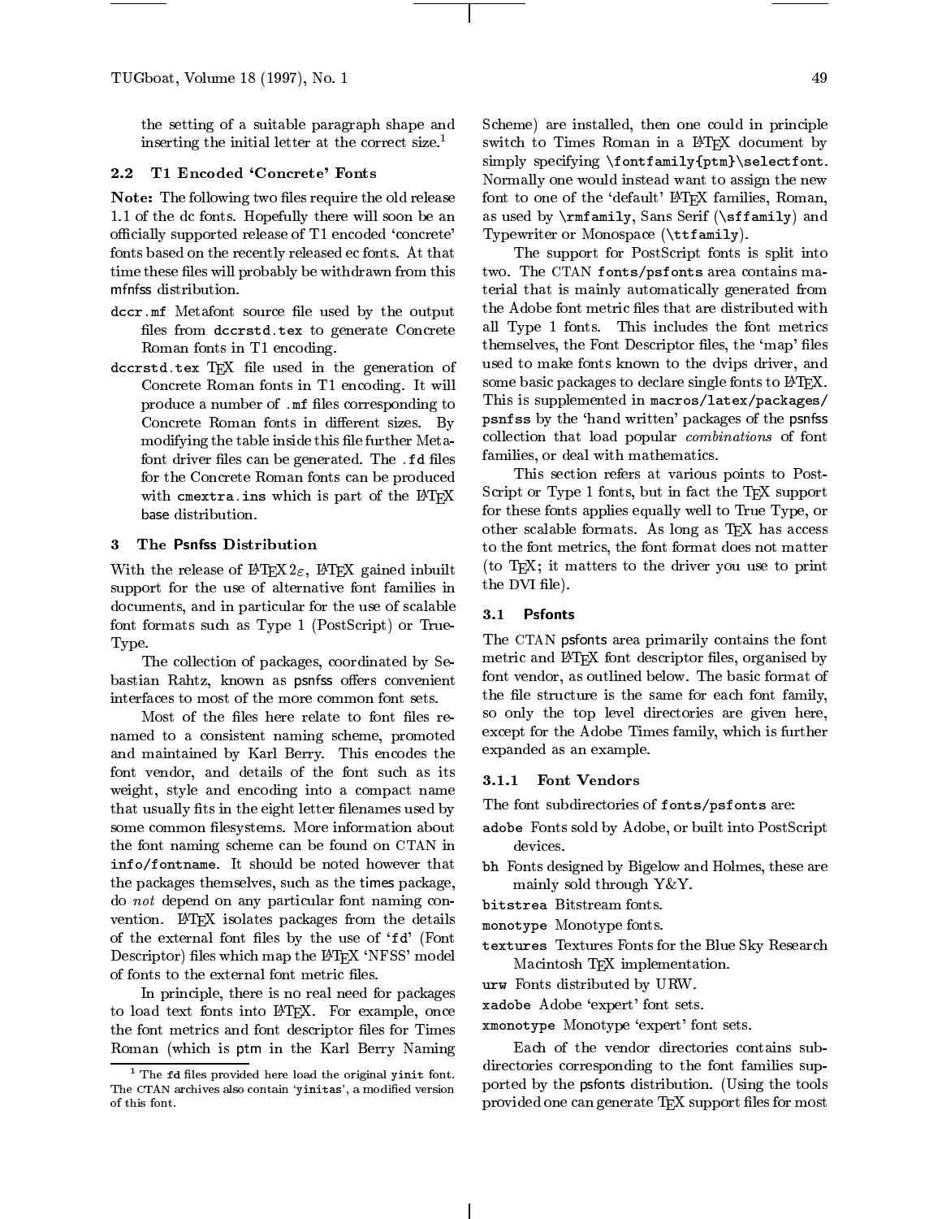the setting of a suitable paragraph shape and inserting the initial letter at the correct size.[1]

### 2.2 T1 Encoded 'Concrete' Fonts

**Note:** The following two files require the old release 1.1 of the dc fonts. Hopefully there will soon be an officially supported release of T1 encoded 'concrete' fonts based on the recently released ec fonts. At that time these files will probably be withdrawn from this mfnfss distribution.

`dccr.mf` Metafont source file used by the output files from `dccrstd.tex` to generate Concrete Roman fonts in T1 encoding.

`dccrstd.tex` TEX file used in the generation of Concrete Roman fonts in T1 encoding. It will produce a number of `.mf` files corresponding to Concrete Roman fonts in different sizes. By modifying the table inside this file further Metafont driver files can be generated. The `.fd` files for the Concrete Roman fonts can be produced with `cmextra.ins` which is part of the LATEX base distribution.

## 3 The Psnfss Distribution

With the release of LATEX $2_\varepsilon$, LATEX gained inbuilt support for the use of alternative font families in documents, and in particular for the use of scalable font formats such as Type 1 (PostScript) or TrueType.

The collection of packages, coordinated by Sebastian Rahtz, known as psnfss offers convenient interfaces to most of the more common font sets.

Most of the files here relate to font files renamed to a consistent naming scheme, promoted and maintained by Karl Berry. This encodes the font vendor, and details of the font such as its weight, style and encoding into a compact name that usually fits in the eight letter filenames used by some common filesystems. More information about the font naming scheme can be found on CTAN in `info/fontname`. It should be noted however that the packages themselves, such as the times package, do *not* depend on any particular font naming convention. LATEX isolates packages from the details of the external font files by the use of 'fd' (Font Descriptor) files which map the LATEX 'NFSS' model of fonts to the external font metric files.

In principle, there is no real need for packages to load text fonts into LATEX. For example, once the font metrics and font descriptor files for Times Roman (which is ptm in the Karl Berry Naming Scheme) are installed, then one could in principle switch to Times Roman in a LATEX document by simply specifying `\fontfamily{ptm}\selectfont`. Normally one would instead want to assign the new font to one of the 'default' LATEX families, Roman, as used by `\rmfamily`, Sans Serif (`\sffamily`) and Typewriter or Monospace (`\ttfamily`).

The support for PostScript fonts is split into two. The CTAN `fonts/psfonts` area contains material that is mainly automatically generated from the Adobe font metric files that are distributed with all Type 1 fonts. This includes the font metrics themselves, the Font Descriptor files, the 'map' files used to make fonts known to the dvips driver, and some basic packages to declare single fonts to LATEX. This is supplemented in `macros/latex/packages/psnfss` by the 'hand written' packages of the psnfss collection that load popular *combinations* of font families, or deal with mathematics.

This section refers at various points to PostScript or Type 1 fonts, but in fact the TEX support for these fonts applies equally well to True Type, or other scalable formats. As long as TEX has access to the font metrics, the font format does not matter (to TEX; it matters to the driver you use to print the DVI file).

### 3.1 Psfonts

The CTAN psfonts area primarily contains the font metric and LATEX font descriptor files, organised by font vendor, as outlined below. The basic format of the file structure is the same for each font family, so only the top level directories are given here, except for the Adobe Times family, which is further expanded as an example.

#### 3.1.1 Font Vendors

The font subdirectories of `fonts/psfonts` are:

`adobe` Fonts sold by Adobe, or built into PostScript devices.

`bh` Fonts designed by Bigelow and Holmes, these are mainly sold through Y&Y.

`bitstrea` Bitstream fonts.

`monotype` Monotype fonts.

`textures` Textures Fonts for the Blue Sky Research Macintosh TEX implementation.

`urw` Fonts distributed by URW.

`xadobe` Adobe 'expert' font sets.

`xmonotype` Monotype 'expert' font sets.

Each of the vendor directories contains subdirectories corresponding to the font families supported by the psfonts distribution. (Using the tools provided one can generate TEX support files for most

---

[1] The `fd` files provided here load the original `yinit` font. The CTAN archives also contain '`yinitas`', a modified version of this font.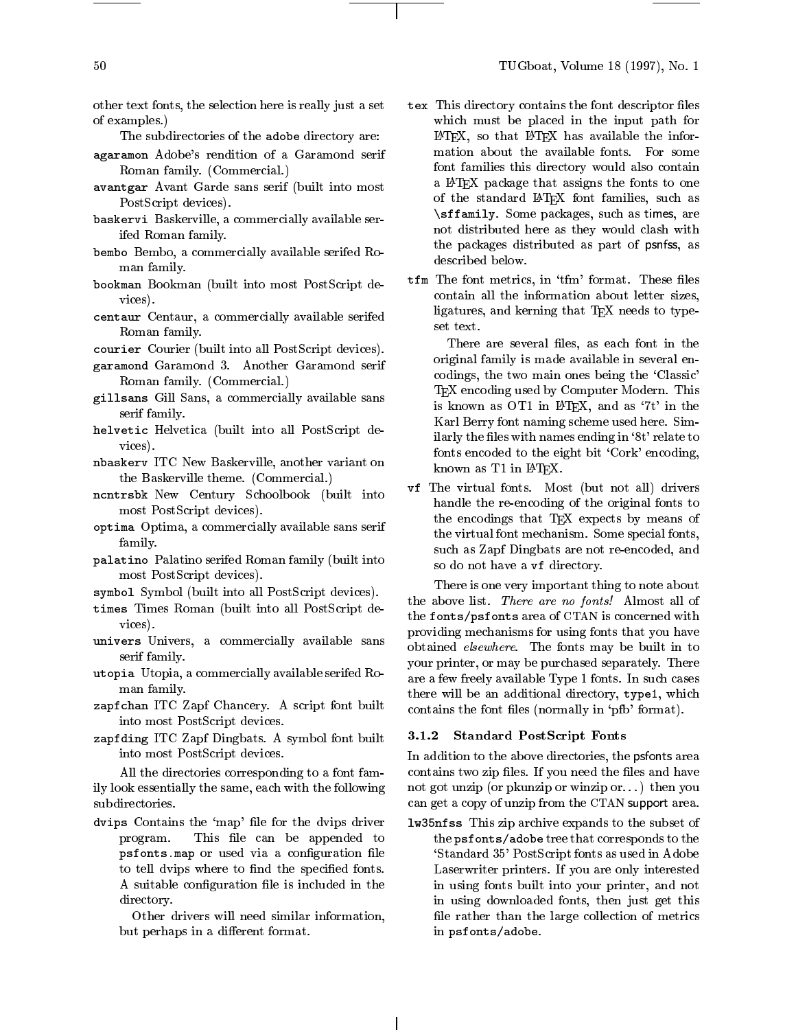other text fonts, the selection here is really just a set of examples.)

The subdirectories of the `adobe` directory are:

- `agaramon` Adobe's rendition of a Garamond serif Roman family. (Commercial.)
- `avantgar` Avant Garde sans serif (built into most PostScript devices).
- `baskervi` Baskerville, a commercially available serifed Roman family.
- `bembo` Bembo, a commercially available serifed Roman family.
- `bookman` Bookman (built into most PostScript devices).
- `centaur` Centaur, a commercially available serifed Roman family.
- `courier` Courier (built into all PostScript devices).
- `garamond` Garamond 3. Another Garamond serif Roman family. (Commercial.)
- `gillsans` Gill Sans, a commercially available sans serif family.
- `helvetic` Helvetica (built into all PostScript devices).
- `nbaskerv` ITC New Baskerville, another variant on the Baskerville theme. (Commercial.)
- `ncntrsbk` New Century Schoolbook (built into most PostScript devices).
- `optima` Optima, a commercially available sans serif family.
- `palatino` Palatino serifed Roman family (built into most PostScript devices).
- `symbol` Symbol (built into all PostScript devices).
- `times` Times Roman (built into all PostScript devices).
- `univers` Univers, a commercially available sans serif family.
- `utopia` Utopia, a commercially available serifed Roman family.
- `zapfchan` ITC Zapf Chancery. A script font built into most PostScript devices.
- `zapfding` ITC Zapf Dingbats. A symbol font built into most PostScript devices.

All the directories corresponding to a font family look essentially the same, each with the following subdirectories.

- `dvips` Contains the 'map' file for the dvips driver program. This file can be appended to `psfonts.map` or used via a configuration file to tell dvips where to find the specified fonts. A suitable configuration file is included in the directory.

  Other drivers will need similar information, but perhaps in a different format.
- `tex` This directory contains the font descriptor files which must be placed in the input path for LaTeX, so that LaTeX has available the information about the available fonts. For some font families this directory would also contain a LaTeX package that assigns the fonts to one of the standard LaTeX font families, such as `\sffamily`. Some packages, such as times, are not distributed here as they would clash with the packages distributed as part of psnfss, as described below.
- `tfm` The font metrics, in 'tfm' format. These files contain all the information about letter sizes, ligatures, and kerning that TeX needs to typeset text.

  There are several files, as each font in the original family is made available in several encodings, the two main ones being the 'Classic' TeX encoding used by Computer Modern. This is known as OT1 in LaTeX, and as '7t' in the Karl Berry font naming scheme used here. Similarly the files with names ending in '8t' relate to fonts encoded to the eight bit 'Cork' encoding, known as T1 in LaTeX.
- `vf` The virtual fonts. Most (but not all) drivers handle the re-encoding of the original fonts to the encodings that TeX expects by means of the virtual font mechanism. Some special fonts, such as Zapf Dingbats are not re-encoded, and so do not have a `vf` directory.

There is one very important thing to note about the above list. *There are no fonts!* Almost all of the `fonts/psfonts` area of CTAN is concerned with providing mechanisms for using fonts that you have obtained *elsewhere*. The fonts may be built in to your printer, or may be purchased separately. There are a few freely available Type 1 fonts. In such cases there will be an additional directory, `type1`, which contains the font files (normally in 'pfb' format).

### 3.1.2 Standard PostScript Fonts

In addition to the above directories, the psfonts area contains two zip files. If you need the files and have not got unzip (or pkunzip or winzip or...) then you can get a copy of unzip from the CTAN support area.

- `lw35nfss` This zip archive expands to the subset of the `psfonts/adobe` tree that corresponds to the 'Standard 35' PostScript fonts as used in Adobe Laserwriter printers. If you are only interested in using fonts built into your printer, and not in using downloaded fonts, then just get this file rather than the large collection of metrics in `psfonts/adobe`.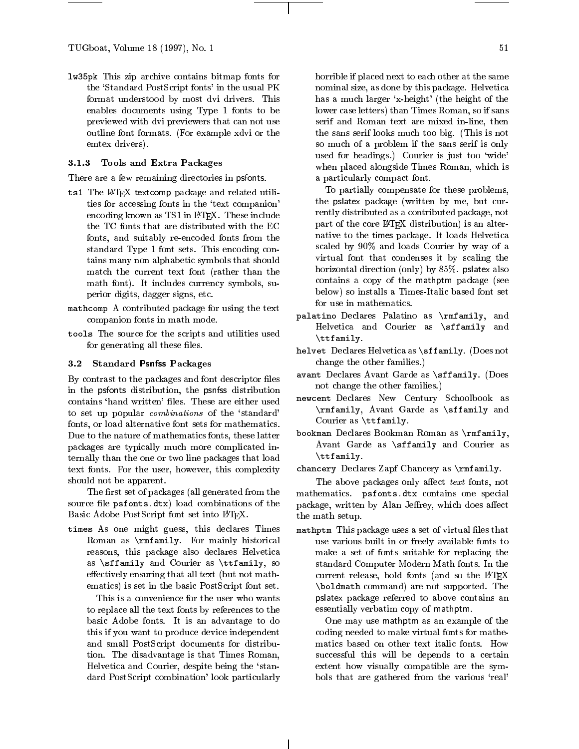**lw35pk** This zip archive contains bitmap fonts for the 'Standard PostScript fonts' in the usual PK format understood by most dvi drivers. This enables documents using Type 1 fonts to be previewed with dvi previewers that can not use outline font formats. (For example xdvi or the emtex drivers).

### 3.1.3 Tools and Extra Packages

There are a few remaining directories in psfonts.

**ts1** The LaTeX textcomp package and related utilities for accessing fonts in the 'text companion' encoding known as TS1 in LaTeX. These include the TC fonts that are distributed with the EC fonts, and suitably re-encoded fonts from the standard Type 1 font sets. This encoding contains many non alphabetic symbols that should match the current text font (rather than the math font). It includes currency symbols, superior digits, dagger signs, etc.

**mathcomp** A contributed package for using the text companion fonts in math mode.

**tools** The source for the scripts and utilities used for generating all these files.

## 3.2 Standard Psnfss Packages

By contrast to the packages and font descriptor files in the psfonts distribution, the psnfss distribution contains 'hand written' files. These are either used to set up popular *combinations* of the 'standard' fonts, or load alternative font sets for mathematics. Due to the nature of mathematics fonts, these latter packages are typically much more complicated internally than the one or two line packages that load text fonts. For the user, however, this complexity should not be apparent.

The first set of packages (all generated from the source file `psfonts.dtx`) load combinations of the Basic Adobe PostScript font set into LaTeX.

**times** As one might guess, this declares Times Roman as `\rmfamily`. For mainly historical reasons, this package also declares Helvetica as `\sffamily` and Courier as `\ttfamily`, so effectively ensuring that all text (but not mathematics) is set in the basic PostScript font set.

This is a convenience for the user who wants to replace all the text fonts by references to the basic Adobe fonts. It is an advantage to do this if you want to produce device independent and small PostScript documents for distribution. The disadvantage is that Times Roman, Helvetica and Courier, despite being the 'standard PostScript combination' look particularly horrible if placed next to each other at the same nominal size, as done by this package. Helvetica has a much larger 'x-height' (the height of the lower case letters) than Times Roman, so if sans serif and Roman text are mixed in-line, then the sans serif looks much too big. (This is not so much of a problem if the sans serif is only used for headings.) Courier is just too 'wide' when placed alongside Times Roman, which is a particularly compact font.

To partially compensate for these problems, the pslatex package (written by me, but currently distributed as a contributed package, not part of the core LaTeX distribution) is an alternative to the times package. It loads Helvetica scaled by 90% and loads Courier by way of a virtual font that condenses it by scaling the horizontal direction (only) by 85%. pslatex also contains a copy of the mathptm package (see below) so installs a Times-Italic based font set for use in mathematics.

**palatino** Declares Palatino as `\rmfamily`, and Helvetica and Courier as `\sffamily` and `\ttfamily`.

**helvet** Declares Helvetica as `\sffamily`. (Does not change the other families.)

**avant** Declares Avant Garde as `\sffamily`. (Does not change the other families.)

**newcent** Declares New Century Schoolbook as `\rmfamily`, Avant Garde as `\sffamily` and Courier as `\ttfamily`.

**bookman** Declares Bookman Roman as `\rmfamily`, Avant Garde as `\sffamily` and Courier as `\ttfamily`.

**chancery** Declares Zapf Chancery as `\rmfamily`.

The above packages only affect *text* fonts, not mathematics. `psfonts.dtx` contains one special package, written by Alan Jeffrey, which does affect the math setup.

**mathptm** This package uses a set of virtual files that use various built in or freely available fonts to make a set of fonts suitable for replacing the standard Computer Modern Math fonts. In the current release, bold fonts (and so the LaTeX `\boldmath` command) are not supported. The pslatex package referred to above contains an essentially verbatim copy of mathptm.

One may use mathptm as an example of the coding needed to make virtual fonts for mathematics based on other text italic fonts. How successful this will be depends to a certain extent how visually compatible are the symbols that are gathered from the various 'real'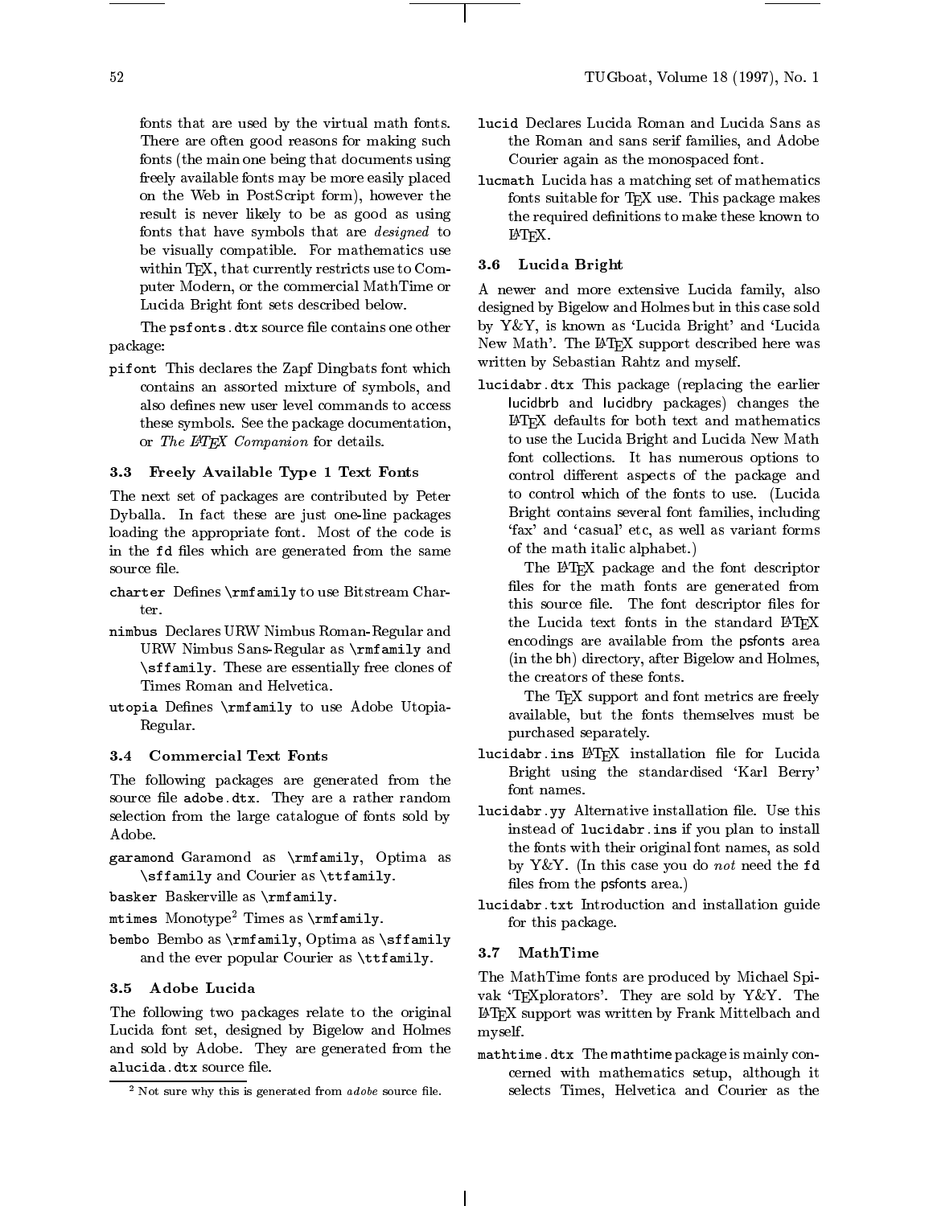fonts that are used by the virtual math fonts. There are often good reasons for making such fonts (the main one being that documents using freely available fonts may be more easily placed on the Web in PostScript form), however the result is never likely to be as good as using fonts that have symbols that are *designed* to be visually compatible. For mathematics use within TeX, that currently restricts use to Computer Modern, or the commercial MathTime or Lucida Bright font sets described below.

The `psfonts.dtx` source file contains one other package:

`pifont` This declares the Zapf Dingbats font which contains an assorted mixture of symbols, and also defines new user level commands to access these symbols. See the package documentation, or *The LaTeX Companion* for details.

### 3.3 Freely Available Type 1 Text Fonts

The next set of packages are contributed by Peter Dyballa. In fact these are just one-line packages loading the appropriate font. Most of the code is in the `fd` files which are generated from the same source file.

`charter` Defines `\rmfamily` to use Bitstream Charter.

`nimbus` Declares URW Nimbus Roman-Regular and URW Nimbus Sans-Regular as `\rmfamily` and `\sffamily`. These are essentially free clones of Times Roman and Helvetica.

`utopia` Defines `\rmfamily` to use Adobe Utopia-Regular.

### 3.4 Commercial Text Fonts

The following packages are generated from the source file `adobe.dtx`. They are a rather random selection from the large catalogue of fonts sold by Adobe.

`garamond` Garamond as `\rmfamily`, Optima as `\sffamily` and Courier as `\ttfamily`.

`basker` Baskerville as `\rmfamily`.

`mtimes` Monotype[2] Times as `\rmfamily`.

`bembo` Bembo as `\rmfamily`, Optima as `\sffamily` and the ever popular Courier as `\ttfamily`.

### 3.5 Adobe Lucida

The following two packages relate to the original Lucida font set, designed by Bigelow and Holmes and sold by Adobe. They are generated from the `alucida.dtx` source file.

[2] Not sure why this is generated from *adobe* source file.

`lucid` Declares Lucida Roman and Lucida Sans as the Roman and sans serif families, and Adobe Courier again as the monospaced font.

`lucmath` Lucida has a matching set of mathematics fonts suitable for TeX use. This package makes the required definitions to make these known to LaTeX.

### 3.6 Lucida Bright

A newer and more extensive Lucida family, also designed by Bigelow and Holmes but in this case sold by Y&Y, is known as 'Lucida Bright' and 'Lucida New Math'. The LaTeX support described here was written by Sebastian Rahtz and myself.

`lucidabr.dtx` This package (replacing the earlier lucidbrb and lucidbry packages) changes the LaTeX defaults for both text and mathematics to use the Lucida Bright and Lucida New Math font collections. It has numerous options to control different aspects of the package and to control which of the fonts to use. (Lucida Bright contains several font families, including 'fax' and 'casual' etc, as well as variant forms of the math italic alphabet.)

The LaTeX package and the font descriptor files for the math fonts are generated from this source file. The font descriptor files for the Lucida text fonts in the standard LaTeX encodings are available from the psfonts area (in the bh) directory, after Bigelow and Holmes, the creators of these fonts.

The TeX support and font metrics are freely available, but the fonts themselves must be purchased separately.

`lucidabr.ins` LaTeX installation file for Lucida Bright using the standardised 'Karl Berry' font names.

`lucidabr.yy` Alternative installation file. Use this instead of `lucidabr.ins` if you plan to install the fonts with their original font names, as sold by Y&Y. (In this case you do *not* need the `fd` files from the psfonts area.)

`lucidabr.txt` Introduction and installation guide for this package.

### 3.7 MathTime

The MathTime fonts are produced by Michael Spivak 'TeXplorators'. They are sold by Y&Y. The LaTeX support was written by Frank Mittelbach and myself.

`mathtime.dtx` The mathtime package is mainly concerned with mathematics setup, although it selects Times, Helvetica and Courier as the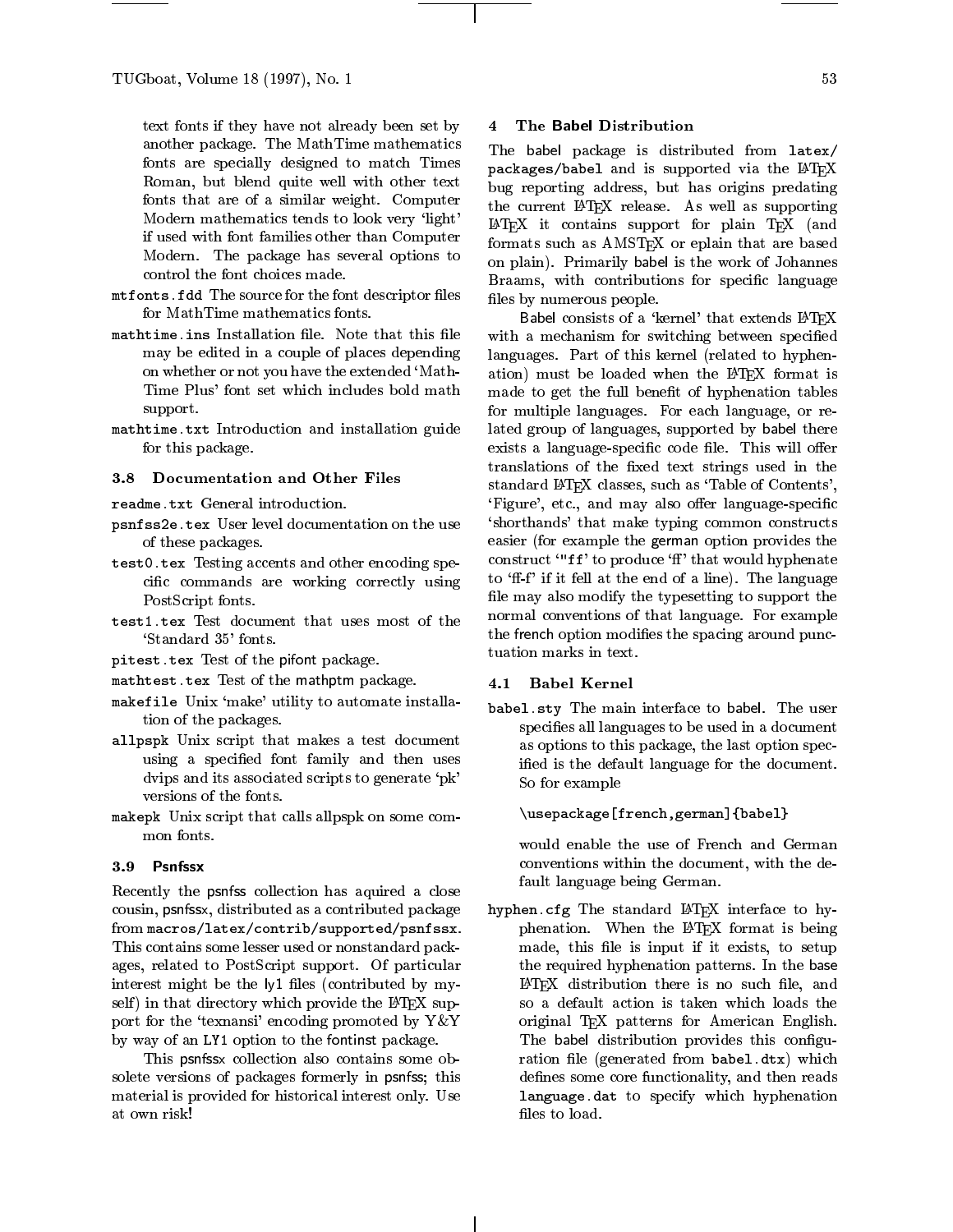text fonts if they have not already been set by another package. The MathTime mathematics fonts are specially designed to match Times Roman, but blend quite well with other text fonts that are of a similar weight. Computer Modern mathematics tends to look very 'light' if used with font families other than Computer Modern. The package has several options to control the font choices made.

`mtfonts.fdd` The source for the font descriptor files for MathTime mathematics fonts.

`mathtime.ins` Installation file. Note that this file may be edited in a couple of places depending on whether or not you have the extended 'MathTime Plus' font set which includes bold math support.

`mathtime.txt` Introduction and installation guide for this package.

### 3.8 Documentation and Other Files

`readme.txt` General introduction.

`psnfss2e.tex` User level documentation on the use of these packages.

`test0.tex` Testing accents and other encoding specific commands are working correctly using PostScript fonts.

`test1.tex` Test document that uses most of the 'Standard 35' fonts.

`pitest.tex` Test of the pifont package.

`mathtest.tex` Test of the mathptm package.

`makefile` Unix 'make' utility to automate installation of the packages.

`allpspk` Unix script that makes a test document using a specified font family and then uses dvips and its associated scripts to generate 'pk' versions of the fonts.

`makepk` Unix script that calls allpspk on some common fonts.

### 3.9 Psnfssx

Recently the psnfss collection has aquired a close cousin, psnfssx, distributed as a contributed package from `macros/latex/contrib/supported/psnfssx`. This contains some lesser used or nonstandard packages, related to PostScript support. Of particular interest might be the ly1 files (contributed by myself) in that directory which provide the LaTeX support for the 'texnansi' encoding promoted by Y&Y by way of an `LY1` option to the fontinst package.

This psnfssx collection also contains some obsolete versions of packages formerly in psnfss; this material is provided for historical interest only. Use at own risk!

## 4 The Babel Distribution

The babel package is distributed from `latex/packages/babel` and is supported via the LaTeX bug reporting address, but has origins predating the current LaTeX release. As well as supporting LaTeX it contains support for plain TeX (and formats such as AMSTeX or eplain that are based on plain). Primarily babel is the work of Johannes Braams, with contributions for specific language files by numerous people.

Babel consists of a 'kernel' that extends LaTeX with a mechanism for switching between specified languages. Part of this kernel (related to hyphenation) must be loaded when the LaTeX format is made to get the full benefit of hyphenation tables for multiple languages. For each language, or related group of languages, supported by babel there exists a language-specific code file. This will offer translations of the fixed text strings used in the standard LaTeX classes, such as 'Table of Contents', 'Figure', etc., and may also offer language-specific 'shorthands' that make typing common constructs easier (for example the german option provides the construct '`"ff`' to produce 'ff' that would hyphenate to 'ff-f' if it fell at the end of a line). The language file may also modify the typesetting to support the normal conventions of that language. For example the french option modifies the spacing around punctuation marks in text.

### 4.1 Babel Kernel

`babel.sty` The main interface to babel. The user specifies all languages to be used in a document as options to this package, the last option specified is the default language for the document. So for example

```
\usepackage[french,german]{babel}
```

would enable the use of French and German conventions within the document, with the default language being German.

`hyphen.cfg` The standard LaTeX interface to hyphenation. When the LaTeX format is being made, this file is input if it exists, to setup the required hyphenation patterns. In the base LaTeX distribution there is no such file, and so a default action is taken which loads the original TeX patterns for American English. The babel distribution provides this configuration file (generated from `babel.dtx`) which defines some core functionality, and then reads `language.dat` to specify which hyphenation files to load.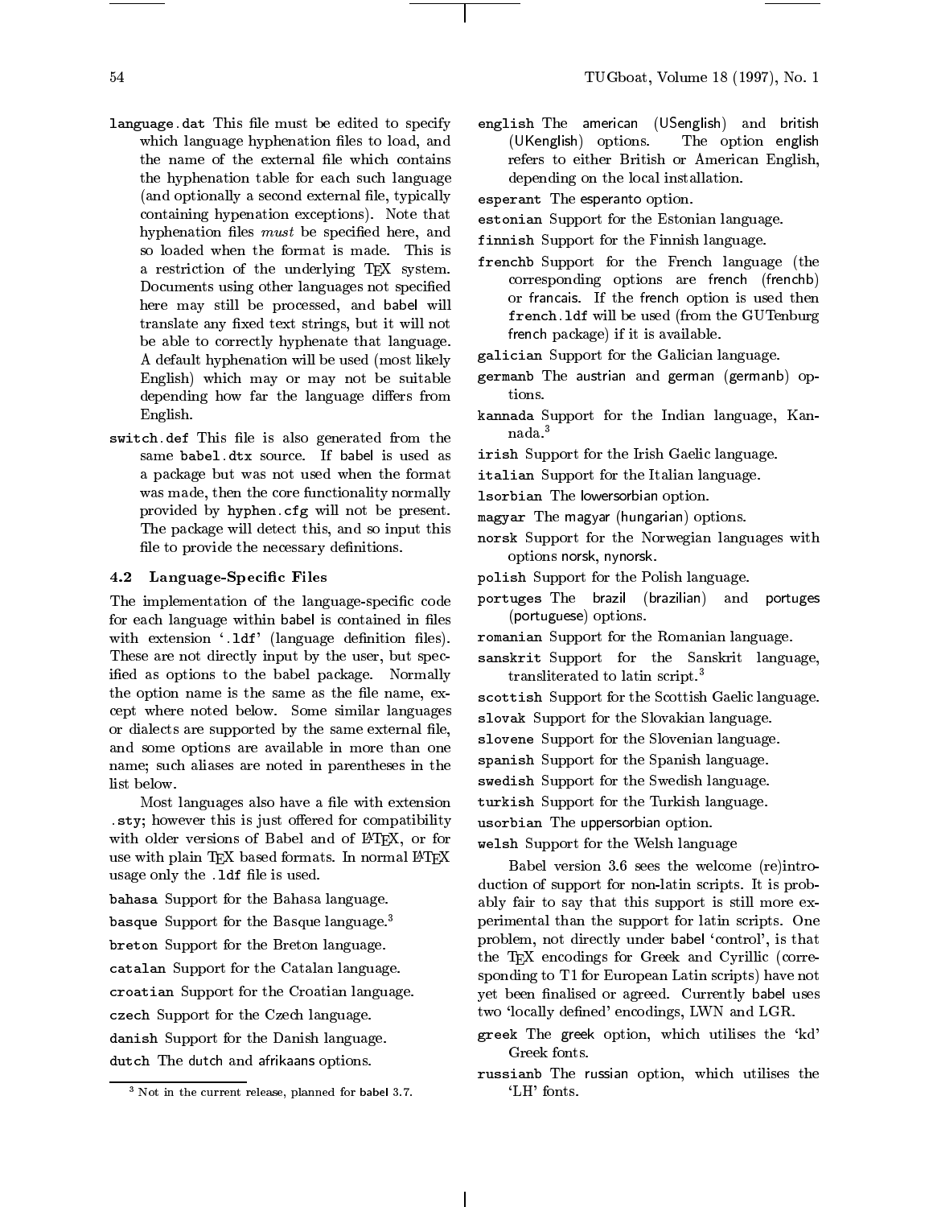`language.dat` This file must be edited to specify which language hyphenation files to load, and the name of the external file which contains the hyphenation table for each such language (and optionally a second external file, typically containing hypenation exceptions). Note that hyphenation files *must* be specified here, and so loaded when the format is made. This is a restriction of the underlying TEX system. Documents using other languages not specified here may still be processed, and babel will translate any fixed text strings, but it will not be able to correctly hyphenate that language. A default hyphenation will be used (most likely English) which may or may not be suitable depending how far the language differs from English.

`switch.def` This file is also generated from the same `babel.dtx` source. If babel is used as a package but was not used when the format was made, then the core functionality normally provided by `hyphen.cfg` will not be present. The package will detect this, and so input this file to provide the necessary definitions.

### 4.2 Language-Specific Files

The implementation of the language-specific code for each language within babel is contained in files with extension '`.ldf`' (language definition files). These are not directly input by the user, but specified as options to the babel package. Normally the option name is the same as the file name, except where noted below. Some similar languages or dialects are supported by the same external file, and some options are available in more than one name; such aliases are noted in parentheses in the list below.

Most languages also have a file with extension `.sty`; however this is just offered for compatibility with older versions of Babel and of LATEX, or for use with plain TEX based formats. In normal LATEX usage only the `.ldf` file is used.

`bahasa` Support for the Bahasa language.

`basque` Support for the Basque language.[3]

`breton` Support for the Breton language.

`catalan` Support for the Catalan language.

`croatian` Support for the Croatian language.

`czech` Support for the Czech language.

`danish` Support for the Danish language.

`dutch` The dutch and afrikaans options.

`english` The american (USenglish) and british (UKenglish) options. The option english refers to either British or American English, depending on the local installation.

`esperant` The esperanto option.

`estonian` Support for the Estonian language.

`finnish` Support for the Finnish language.

`frenchb` Support for the French language (the corresponding options are french (frenchb) or francais. If the french option is used then `french.ldf` will be used (from the GUTenburg french package) if it is available.

`galician` Support for the Galician language.

`germanb` The austrian and german (germanb) options.

`kannada` Support for the Indian language, Kannada.[3]

`irish` Support for the Irish Gaelic language.

`italian` Support for the Italian language.

`lsorbian` The lowersorbian option.

`magyar` The magyar (hungarian) options.

`norsk` Support for the Norwegian languages with options norsk, nynorsk.

`polish` Support for the Polish language.

`portuges` The brazil (brazilian) and portuges (portuguese) options.

`romanian` Support for the Romanian language.

`sanskrit` Support for the Sanskrit language, transliterated to latin script.[3]

`scottish` Support for the Scottish Gaelic language.

`slovak` Support for the Slovakian language.

`slovene` Support for the Slovenian language.

`spanish` Support for the Spanish language.

`swedish` Support for the Swedish language.

`turkish` Support for the Turkish language.

`usorbian` The uppersorbian option.

`welsh` Support for the Welsh language

Babel version 3.6 sees the welcome (re)introduction of support for non-latin scripts. It is probably fair to say that this support is still more experimental than the support for latin scripts. One problem, not directly under babel 'control', is that the TEX encodings for Greek and Cyrillic (corresponding to T1 for European Latin scripts) have not yet been finalised or agreed. Currently babel uses two 'locally defined' encodings, LWN and LGR.

`greek` The greek option, which utilises the 'kd' Greek fonts.

`russianb` The russian option, which utilises the 'LH' fonts.

[3] Not in the current release, planned for babel 3.7.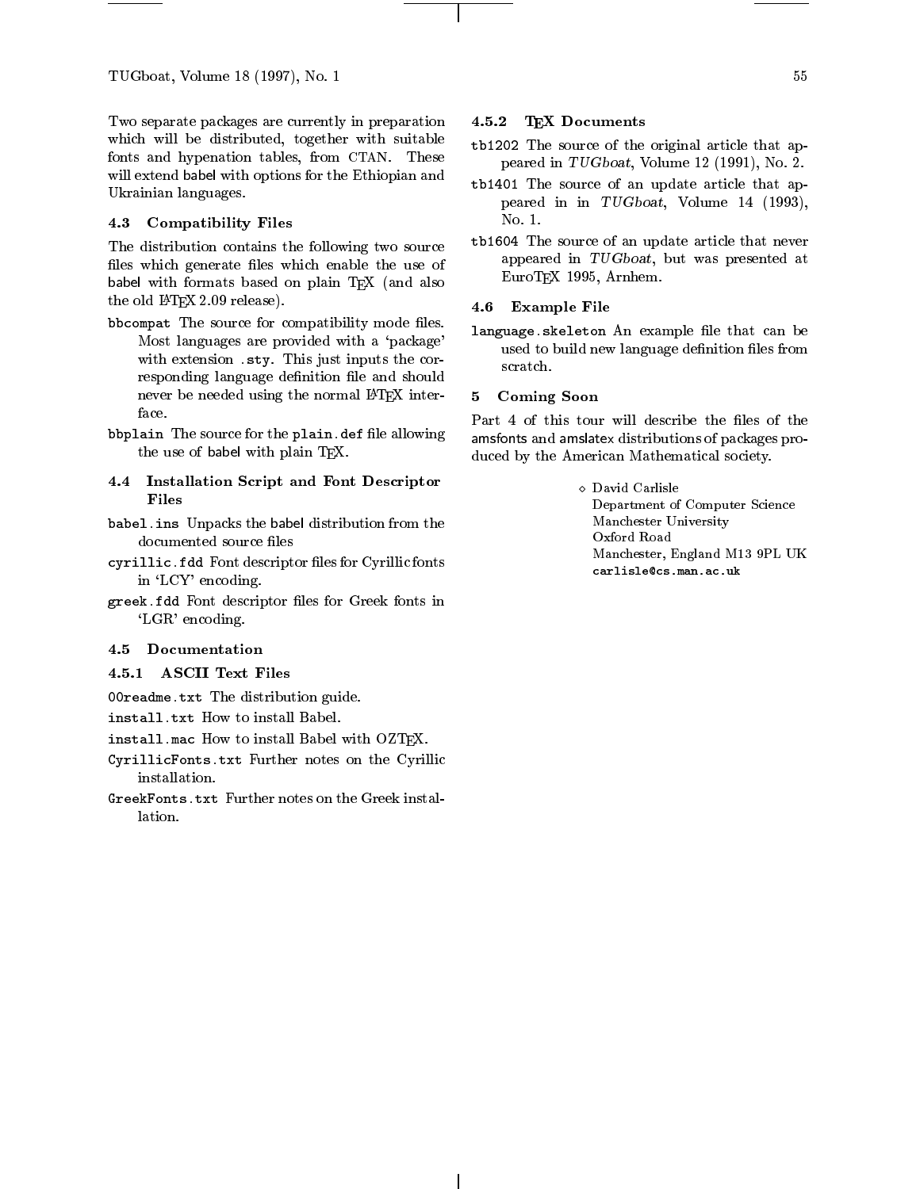Two separate packages are currently in preparation which will be distributed, together with suitable fonts and hypenation tables, from CTAN. These will extend babel with options for the Ethiopian and Ukrainian languages.

### 4.3 Compatibility Files

The distribution contains the following two source files which generate files which enable the use of babel with formats based on plain TeX (and also the old LaTeX 2.09 release).

`bbcompat` The source for compatibility mode files. Most languages are provided with a 'package' with extension `.sty`. This just inputs the corresponding language definition file and should never be needed using the normal LaTeX interface.

`bbplain` The source for the `plain.def` file allowing the use of babel with plain TeX.

### 4.4 Installation Script and Font Descriptor Files

`babel.ins` Unpacks the babel distribution from the documented source files

`cyrillic.fdd` Font descriptor files for Cyrillic fonts in 'LCY' encoding.

`greek.fdd` Font descriptor files for Greek fonts in 'LGR' encoding.

### 4.5 Documentation

#### 4.5.1 ASCII Text Files

`00readme.txt` The distribution guide.

`install.txt` How to install Babel.

`install.mac` How to install Babel with OZTeX.

`CyrillicFonts.txt` Further notes on the Cyrillic installation.

`GreekFonts.txt` Further notes on the Greek installation.

#### 4.5.2 TeX Documents

`tb1202` The source of the original article that appeared in *TUGboat*, Volume 12 (1991), No. 2.

`tb1401` The source of an update article that appeared in in *TUGboat*, Volume 14 (1993), No. 1.

`tb1604` The source of an update article that never appeared in *TUGboat*, but was presented at EuroTeX 1995, Arnhem.

### 4.6 Example File

`language.skeleton` An example file that can be used to build new language definition files from scratch.

## 5 Coming Soon

Part 4 of this tour will describe the files of the amsfonts and amslatex distributions of packages produced by the American Mathematical society.

◇ David Carlisle
Department of Computer Science
Manchester University
Oxford Road
Manchester, England M13 9PL UK
`carlisle@cs.man.ac.uk`